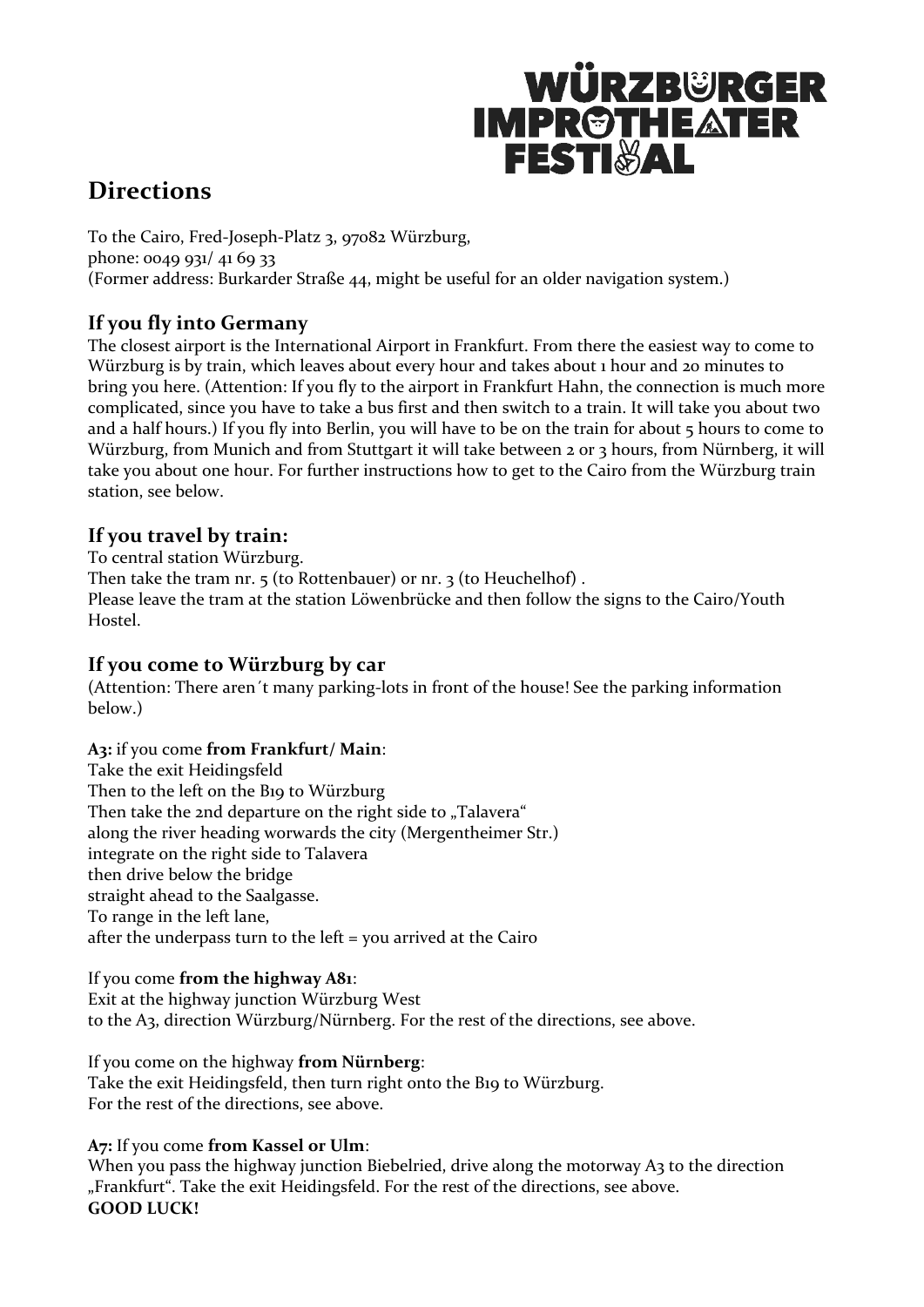# Directions

To the Cairo, Fred-Joseph-Platz 3, 97082 Würzburg,
phone: 0049 931/ 41 69 33
(Former address: Burkarder Straße 44, might be useful for an older navigation system.)

## If you fly into Germany

The closest airport is the International Airport in Frankfurt. From there the easiest way to come to Würzburg is by train, which leaves about every hour and takes about 1 hour and 20 minutes to bring you here. (Attention: If you fly to the airport in Frankfurt Hahn, the connection is much more complicated, since you have to take a bus first and then switch to a train. It will take you about two and a half hours.) If you fly into Berlin, you will have to be on the train for about 5 hours to come to Würzburg, from Munich and from Stuttgart it will take between 2 or 3 hours, from Nürnberg, it will take you about one hour. For further instructions how to get to the Cairo from the Würzburg train station, see below.

## If you travel by train:

To central station Würzburg.
Then take the tram nr. 5 (to Rottenbauer) or nr. 3 (to Heuchelhof) .
Please leave the tram at the station Löwenbrücke and then follow the signs to the Cairo/Youth Hostel.

## If you come to Würzburg by car

(Attention: There aren´t many parking-lots in front of the house! See the parking information below.)

**A3:** if you come **from Frankfurt/ Main**:
Take the exit Heidingsfeld
Then to the left on the B19 to Würzburg
Then take the 2nd departure on the right side to „Talavera"
along the river heading worwards the city (Mergentheimer Str.)
integrate on the right side to Talavera
then drive below the bridge
straight ahead to the Saalgasse.
To range in the left lane,
after the underpass turn to the left = you arrived at the Cairo

If you come **from the highway A81**:
Exit at the highway junction Würzburg West
to the A3, direction Würzburg/Nürnberg. For the rest of the directions, see above.

If you come on the highway **from Nürnberg**:
Take the exit Heidingsfeld, then turn right onto the B19 to Würzburg.
For the rest of the directions, see above.

**A7:** If you come **from Kassel or Ulm**:
When you pass the highway junction Biebelried, drive along the motorway A3 to the direction „Frankfurt". Take the exit Heidingsfeld. For the rest of the directions, see above.
**GOOD LUCK!**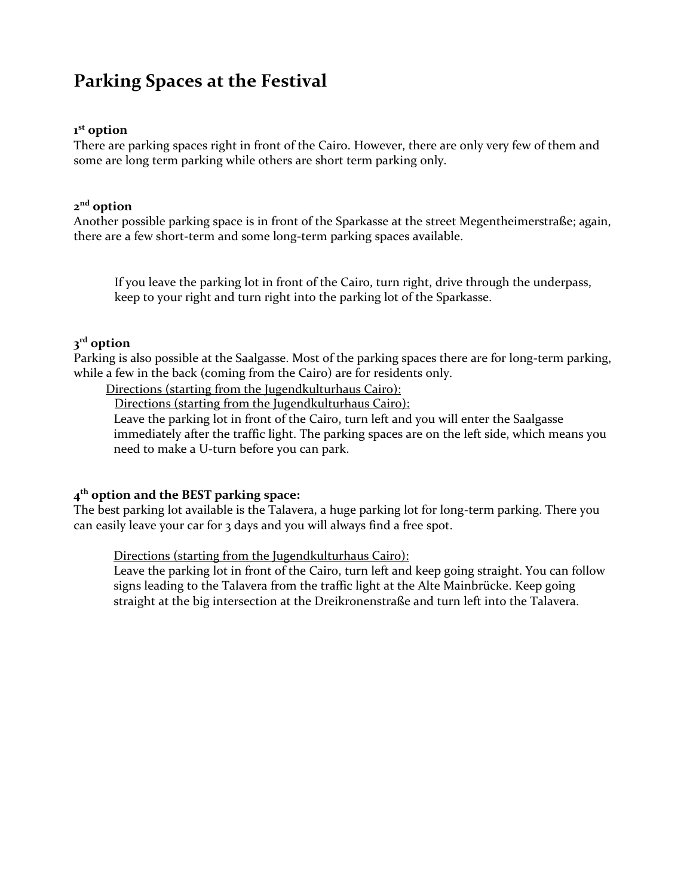## Parking Spaces at the Festival

**1st option**

There are parking spaces right in front of the Cairo. However, there are only very few of them and some are long term parking while others are short term parking only.

**2nd option**

Another possible parking space is in front of the Sparkasse at the street Megentheimerstraße; again, there are a few short-term and some long-term parking spaces available.

> If you leave the parking lot in front of the Cairo, turn right, drive through the underpass, keep to your right and turn right into the parking lot of the Sparkasse.

**3rd option**

Parking is also possible at the Saalgasse. Most of the parking spaces there are for long-term parking, while a few in the back (coming from the Cairo) are for residents only.

> Directions (starting from the Jugendkulturhaus Cairo):
>
> Directions (starting from the Jugendkulturhaus Cairo):
>
> Leave the parking lot in front of the Cairo, turn left and you will enter the Saalgasse immediately after the traffic light. The parking spaces are on the left side, which means you need to make a U-turn before you can park.

**4th option and the BEST parking space:**

The best parking lot available is the Talavera, a huge parking lot for long-term parking. There you can easily leave your car for 3 days and you will always find a free spot.

> Directions (starting from the Jugendkulturhaus Cairo):
>
> Leave the parking lot in front of the Cairo, turn left and keep going straight. You can follow signs leading to the Talavera from the traffic light at the Alte Mainbrücke. Keep going straight at the big intersection at the Dreikronenstraße and turn left into the Talavera.